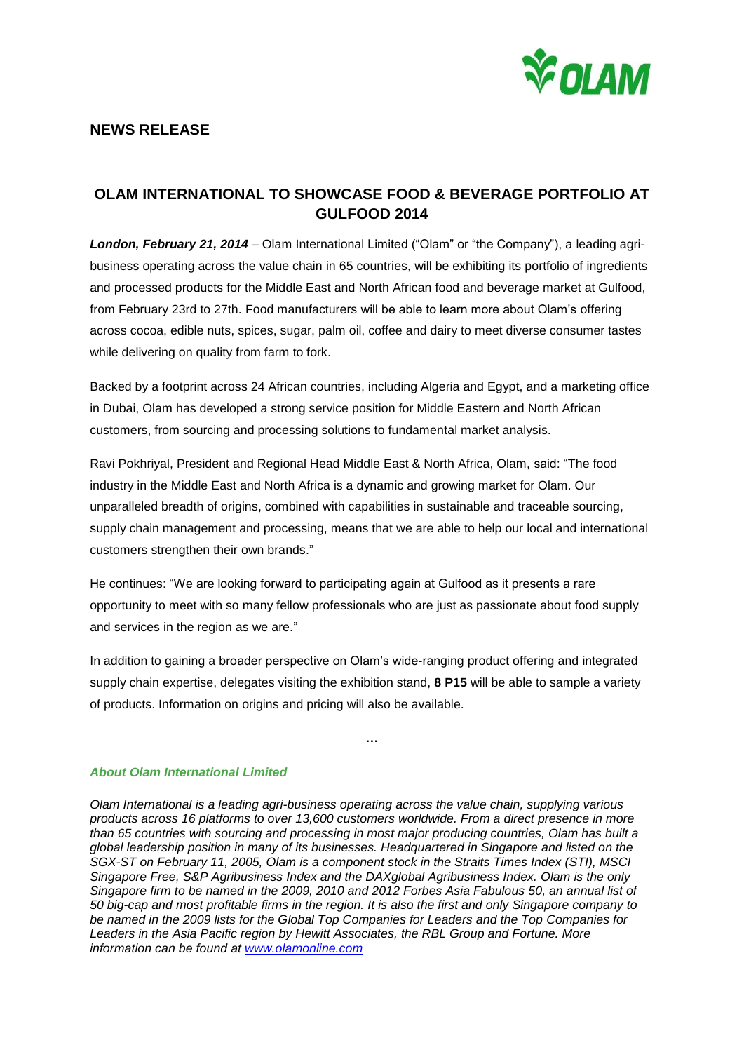OLAM

## NEWS RELEASE

# OLAM INTERNATIONAL TO SHOWCASE FOOD & BEVERAGE PORTFOLIO AT GULFOOD 2014

***London, February 21, 2014*** – Olam International Limited ("Olam" or "the Company"), a leading agri-business operating across the value chain in 65 countries, will be exhibiting its portfolio of ingredients and processed products for the Middle East and North African food and beverage market at Gulfood, from February 23rd to 27th. Food manufacturers will be able to learn more about Olam's offering across cocoa, edible nuts, spices, sugar, palm oil, coffee and dairy to meet diverse consumer tastes while delivering on quality from farm to fork.

Backed by a footprint across 24 African countries, including Algeria and Egypt, and a marketing office in Dubai, Olam has developed a strong service position for Middle Eastern and North African customers, from sourcing and processing solutions to fundamental market analysis.

Ravi Pokhriyal, President and Regional Head Middle East & North Africa, Olam, said: "The food industry in the Middle East and North Africa is a dynamic and growing market for Olam. Our unparalleled breadth of origins, combined with capabilities in sustainable and traceable sourcing, supply chain management and processing, means that we are able to help our local and international customers strengthen their own brands."

He continues: "We are looking forward to participating again at Gulfood as it presents a rare opportunity to meet with so many fellow professionals who are just as passionate about food supply and services in the region as we are."

In addition to gaining a broader perspective on Olam's wide-ranging product offering and integrated supply chain expertise, delegates visiting the exhibition stand, **8 P15** will be able to sample a variety of products. Information on origins and pricing will also be available.

…

### *About Olam International Limited*

*Olam International is a leading agri-business operating across the value chain, supplying various products across 16 platforms to over 13,600 customers worldwide. From a direct presence in more than 65 countries with sourcing and processing in most major producing countries, Olam has built a global leadership position in many of its businesses. Headquartered in Singapore and listed on the SGX-ST on February 11, 2005, Olam is a component stock in the Straits Times Index (STI), MSCI Singapore Free, S&P Agribusiness Index and the DAXglobal Agribusiness Index. Olam is the only Singapore firm to be named in the 2009, 2010 and 2012 Forbes Asia Fabulous 50, an annual list of 50 big-cap and most profitable firms in the region. It is also the first and only Singapore company to be named in the 2009 lists for the Global Top Companies for Leaders and the Top Companies for Leaders in the Asia Pacific region by Hewitt Associates, the RBL Group and Fortune. More information can be found at [www.olamonline.com](www.olamonline.com)*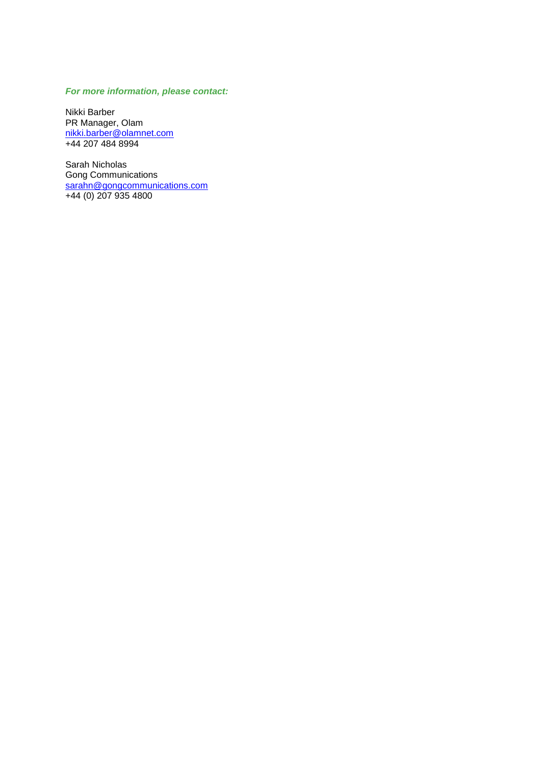***For more information, please contact:***

Nikki Barber
PR Manager, Olam
nikki.barber@olamnet.com
+44 207 484 8994

Sarah Nicholas
Gong Communications
sarahn@gongcommunications.com
+44 (0) 207 935 4800